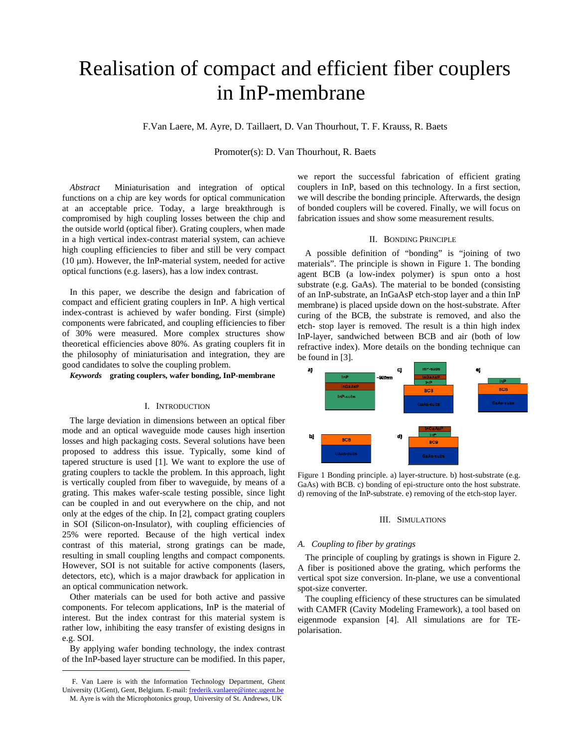# Realisation of compact and efficient fiber couplers in InP-membrane

F.Van Laere, M. Ayre, D. Taillaert, D. Van Thourhout, T. F. Krauss, R. Baets

Promoter(s): D. Van Thourhout, R. Baets

*Abstract* Miniaturisation and integration of optical functions on a chip are key words for optical communication at an acceptable price. Today, a large breakthrough is compromised by high coupling losses between the chip and the outside world (optical fiber). Grating couplers, when made in a high vertical index-contrast material system, can achieve high coupling efficiencies to fiber and still be very compact (10 μm). However, the InP-material system, needed for active optical functions (e.g. lasers), has a low index contrast.

In this paper, we describe the design and fabrication of compact and efficient grating couplers in InP. A high vertical index-contrast is achieved by wafer bonding. First (simple) components were fabricated, and coupling efficiencies to fiber of 30% were measured. More complex structures show theoretical efficiencies above 80%. As grating couplers fit in the philosophy of miniaturisation and integration, they are good candidates to solve the coupling problem.

***Keywords*** **grating couplers, wafer bonding, InP-membrane**

## I. Introduction

The large deviation in dimensions between an optical fiber mode and an optical waveguide mode causes high insertion losses and high packaging costs. Several solutions have been proposed to address this issue. Typically, some kind of tapered structure is used [1]. We want to explore the use of grating couplers to tackle the problem. In this approach, light is vertically coupled from fiber to waveguide, by means of a grating. This makes wafer-scale testing possible, since light can be coupled in and out everywhere on the chip, and not only at the edges of the chip. In [2], compact grating couplers in SOI (Silicon-on-Insulator), with coupling efficiencies of 25% were reported. Because of the high vertical index contrast of this material, strong gratings can be made, resulting in small coupling lengths and compact components. However, SOI is not suitable for active components (lasers, detectors, etc), which is a major drawback for application in an optical communication network.

Other materials can be used for both active and passive components. For telecom applications, InP is the material of interest. But the index contrast for this material system is rather low, inhibiting the easy transfer of existing designs in e.g. SOI.

By applying wafer bonding technology, the index contrast of the InP-based layer structure can be modified. In this paper, we report the successful fabrication of efficient grating couplers in InP, based on this technology. In a first section, we will describe the bonding principle. Afterwards, the design of bonded couplers will be covered. Finally, we will focus on fabrication issues and show some measurement results.

## II. Bonding Principle

A possible definition of "bonding" is "joining of two materials". The principle is shown in Figure 1. The bonding agent BCB (a low-index polymer) is spun onto a host substrate (e.g. GaAs). The material to be bonded (consisting of an InP-substrate, an InGaAsP etch-stop layer and a thin InP membrane) is placed upside down on the host-substrate. After curing of the BCB, the substrate is removed, and also the etch- stop layer is removed. The result is a thin high index InP-layer, sandwiched between BCB and air (both of low refractive index). More details on the bonding technique can be found in [3].

Figure 1 Bonding principle. a) layer-structure. b) host-substrate (e.g. GaAs) with BCB. c) bonding of epi-structure onto the host substrate. d) removing of the InP-substrate. e) removing of the etch-stop layer.

## III. Simulations

### A. Coupling to fiber by gratings

The principle of coupling by gratings is shown in Figure 2. A fiber is positioned above the grating, which performs the vertical spot size conversion. In-plane, we use a conventional spot-size converter.

The coupling efficiency of these structures can be simulated with CAMFR (Cavity Modeling Framework), a tool based on eigenmode expansion [4]. All simulations are for TE-polarisation.

F. Van Laere is with the Information Technology Department, Ghent University (UGent), Gent, Belgium. E-mail: frederik.vanlaere@intec.ugent.be

M. Ayre is with the Microphotonics group, University of St. Andrews, UK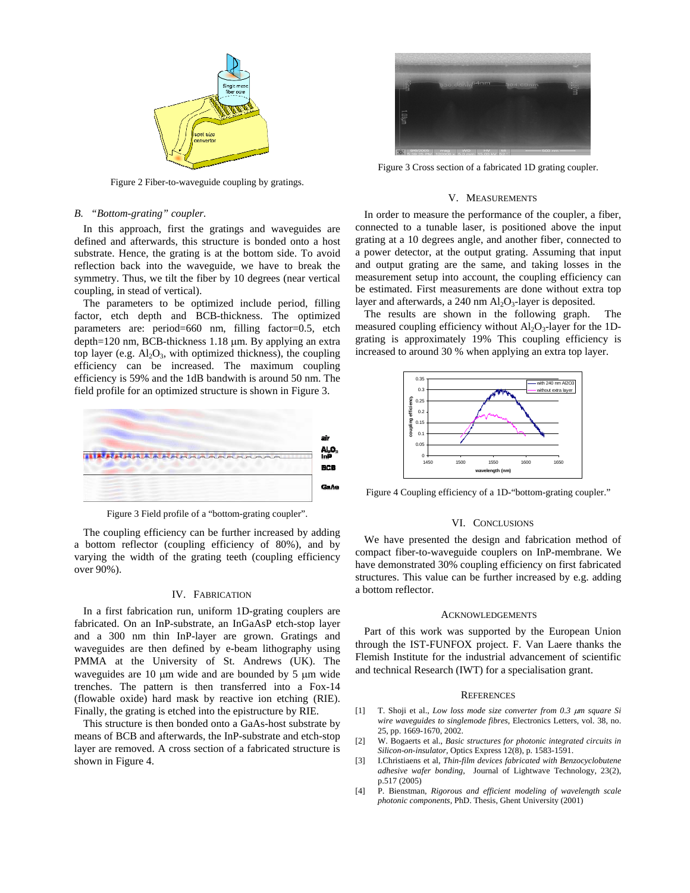Single mode fiber core

spot size convertor

Figure 2 Fiber-to-waveguide coupling by gratings.

### B. *"Bottom-grating" coupler.*

In this approach, first the gratings and waveguides are defined and afterwards, this structure is bonded onto a host substrate. Hence, the grating is at the bottom side. To avoid reflection back into the waveguide, we have to break the symmetry. Thus, we tilt the fiber by 10 degrees (near vertical coupling, in stead of vertical).

The parameters to be optimized include period, filling factor, etch depth and BCB-thickness. The optimized parameters are: period=660 nm, filling factor=0.5, etch depth=120 nm, BCB-thickness 1.18 µm. By applying an extra top layer (e.g. $Al_2O_3$, with optimized thickness), the coupling efficiency can be increased. The maximum coupling efficiency is 59% and the 1dB bandwith is around 50 nm. The field profile for an optimized structure is shown in Figure 3.

air

$Al_2O_3$

InP

BCB

GaAs

Figure 3 Field profile of a "bottom-grating coupler".

The coupling efficiency can be further increased by adding a bottom reflector (coupling efficiency of 80%), and by varying the width of the grating teeth (coupling efficiency over 90%).

## IV. Fabrication

In a first fabrication run, uniform 1D-grating couplers are fabricated. On an InP-substrate, an InGaAsP etch-stop layer and a 300 nm thin InP-layer are grown. Gratings and waveguides are then defined by e-beam lithography using PMMA at the University of St. Andrews (UK). The waveguides are 10 µm wide and are bounded by 5 µm wide trenches. The pattern is then transferred into a Fox-14 (flowable oxide) hard mask by reactive ion etching (RIE). Finally, the grating is etched into the epistructure by RIE.

This structure is then bonded onto a GaAs-host substrate by means of BCB and afterwards, the InP-substrate and etch-stop layer are removed. A cross section of a fabricated structure is shown in Figure 4.

Figure 3 Cross section of a fabricated 1D grating coupler.

## V. Measurements

In order to measure the performance of the coupler, a fiber, connected to a tunable laser, is positioned above the input grating at a 10 degrees angle, and another fiber, connected to a power detector, at the output grating. Assuming that input and output grating are the same, and taking losses in the measurement setup into account, the coupling efficiency can be estimated. First measurements are done without extra top layer and afterwards, a 240 nm $Al_2O_3$-layer is deposited.

The results are shown in the following graph. The measured coupling efficiency without $Al_2O_3$-layer for the 1D-grating is approximately 19% This coupling efficiency is increased to around 30 % when applying an extra top layer.

with 240 nm Al2O3

without extra layer

coupling efficiency

0.35
0.3
0.25
0.2
0.15
0.1
0.05
0

1450 1500 1550 1600 1650

wavelength (nm)

Figure 4 Coupling efficiency of a 1D-"bottom-grating coupler."

## VI. Conclusions

We have presented the design and fabrication method of compact fiber-to-waveguide couplers on InP-membrane. We have demonstrated 30% coupling efficiency on first fabricated structures. This value can be further increased by e.g. adding a bottom reflector.

## Acknowledgements

Part of this work was supported by the European Union through the IST-FUNFOX project. F. Van Laere thanks the Flemish Institute for the industrial advancement of scientific and technical Research (IWT) for a specialisation grant.

## References

[1] T. Shoji et al., *Low loss mode size converter from 0.3 µm square Si wire waveguides to singlemode fibres*, Electronics Letters, vol. 38, no. 25, pp. 1669-1670, 2002.

[2] W. Bogaerts et al., *Basic structures for photonic integrated circuits in Silicon-on-insulator*, Optics Express 12(8), p. 1583-1591.

[3] I.Christiaens et al, *Thin-film devices fabricated with Benzocyclobutene adhesive wafer bonding*, Journal of Lightwave Technology, 23(2), p.517 (2005)

[4] P. Bienstman, *Rigorous and efficient modeling of wavelength scale photonic components*, PhD. Thesis, Ghent University (2001)